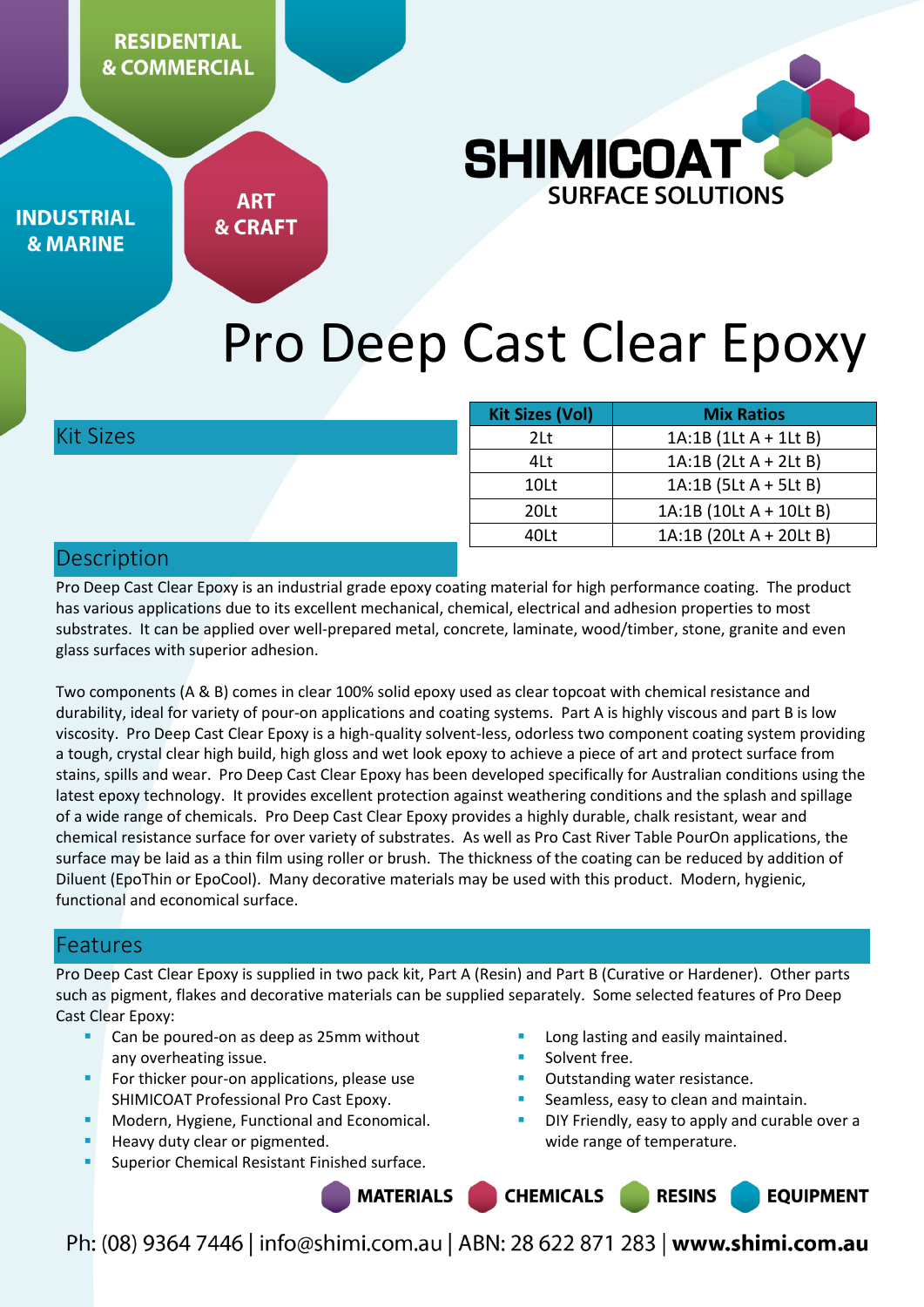RESIDENTIAL & COMMERCIAL

INDUSTRIAL & MARINE

ART & CRAFT

SHIMICOAT SURFACE SOLUTIONS

# Pro Deep Cast Clear Epoxy

## Kit Sizes

| Kit Sizes (Vol) | Mix Ratios |
|---|---|
| 2Lt | 1A:1B (1Lt A + 1Lt B) |
| 4Lt | 1A:1B (2Lt A + 2Lt B) |
| 10Lt | 1A:1B (5Lt A + 5Lt B) |
| 20Lt | 1A:1B (10Lt A + 10Lt B) |
| 40Lt | 1A:1B (20Lt A + 20Lt B) |

## Description

Pro Deep Cast Clear Epoxy is an industrial grade epoxy coating material for high performance coating. The product has various applications due to its excellent mechanical, chemical, electrical and adhesion properties to most substrates. It can be applied over well-prepared metal, concrete, laminate, wood/timber, stone, granite and even glass surfaces with superior adhesion.

Two components (A & B) comes in clear 100% solid epoxy used as clear topcoat with chemical resistance and durability, ideal for variety of pour-on applications and coating systems. Part A is highly viscous and part B is low viscosity. Pro Deep Cast Clear Epoxy is a high-quality solvent-less, odorless two component coating system providing a tough, crystal clear high build, high gloss and wet look epoxy to achieve a piece of art and protect surface from stains, spills and wear. Pro Deep Cast Clear Epoxy has been developed specifically for Australian conditions using the latest epoxy technology. It provides excellent protection against weathering conditions and the splash and spillage of a wide range of chemicals. Pro Deep Cast Clear Epoxy provides a highly durable, chalk resistant, wear and chemical resistance surface for over variety of substrates. As well as Pro Cast River Table PourOn applications, the surface may be laid as a thin film using roller or brush. The thickness of the coating can be reduced by addition of Diluent (EpoThin or EpoCool). Many decorative materials may be used with this product. Modern, hygienic, functional and economical surface.

## Features

Pro Deep Cast Clear Epoxy is supplied in two pack kit, Part A (Resin) and Part B (Curative or Hardener). Other parts such as pigment, flakes and decorative materials can be supplied separately. Some selected features of Pro Deep Cast Clear Epoxy:

- Can be poured-on as deep as 25mm without any overheating issue.
- For thicker pour-on applications, please use SHIMICOAT Professional Pro Cast Epoxy.
- Modern, Hygiene, Functional and Economical.
- Heavy duty clear or pigmented.
- Superior Chemical Resistant Finished surface.
- Long lasting and easily maintained.
- Solvent free.
- Outstanding water resistance.
- Seamless, easy to clean and maintain.
- DIY Friendly, easy to apply and curable over a wide range of temperature.

MATERIALS CHEMICALS RESINS EQUIPMENT

Ph: (08) 9364 7446 | info@shimi.com.au | ABN: 28 622 871 283 | **www.shimi.com.au**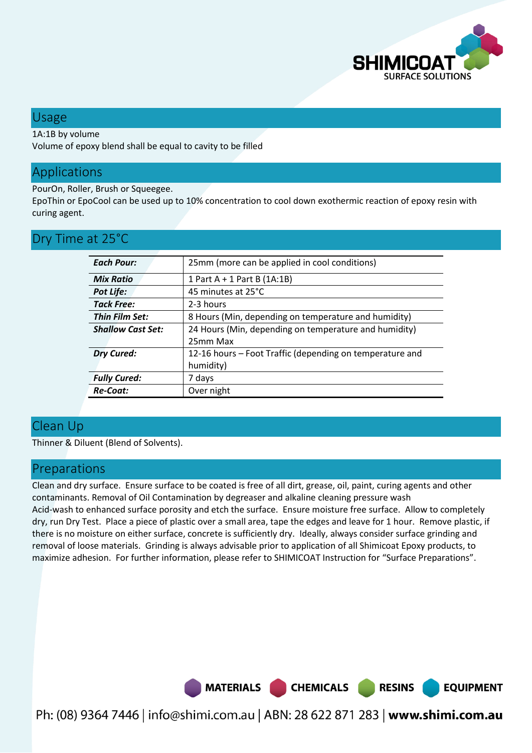## Usage

1A:1B by volume
Volume of epoxy blend shall be equal to cavity to be filled

## Applications

PourOn, Roller, Brush or Squeegee.
EpoThin or EpoCool can be used up to 10% concentration to cool down exothermic reaction of epoxy resin with curing agent.

## Dry Time at 25°C

| | |
|---|---|
| ***Each Pour:*** | 25mm (more can be applied in cool conditions) |
| ***Mix Ratio*** | 1 Part A + 1 Part B (1A:1B) |
| ***Pot Life:*** | 45 minutes at 25°C |
| ***Tack Free:*** | 2-3 hours |
| ***Thin Film Set:*** | 8 Hours (Min, depending on temperature and humidity) |
| ***Shallow Cast Set:*** | 24 Hours (Min, depending on temperature and humidity) 25mm Max |
| ***Dry Cured:*** | 12-16 hours – Foot Traffic (depending on temperature and humidity) |
| ***Fully Cured:*** | 7 days |
| ***Re-Coat:*** | Over night |

## Clean Up

Thinner & Diluent (Blend of Solvents).

## Preparations

Clean and dry surface. Ensure surface to be coated is free of all dirt, grease, oil, paint, curing agents and other contaminants. Removal of Oil Contamination by degreaser and alkaline cleaning pressure wash
Acid-wash to enhanced surface porosity and etch the surface. Ensure moisture free surface. Allow to completely dry, run Dry Test. Place a piece of plastic over a small area, tape the edges and leave for 1 hour. Remove plastic, if there is no moisture on either surface, concrete is sufficiently dry. Ideally, always consider surface grinding and removal of loose materials. Grinding is always advisable prior to application of all Shimicoat Epoxy products, to maximize adhesion. For further information, please refer to SHIMICOAT Instruction for "Surface Preparations".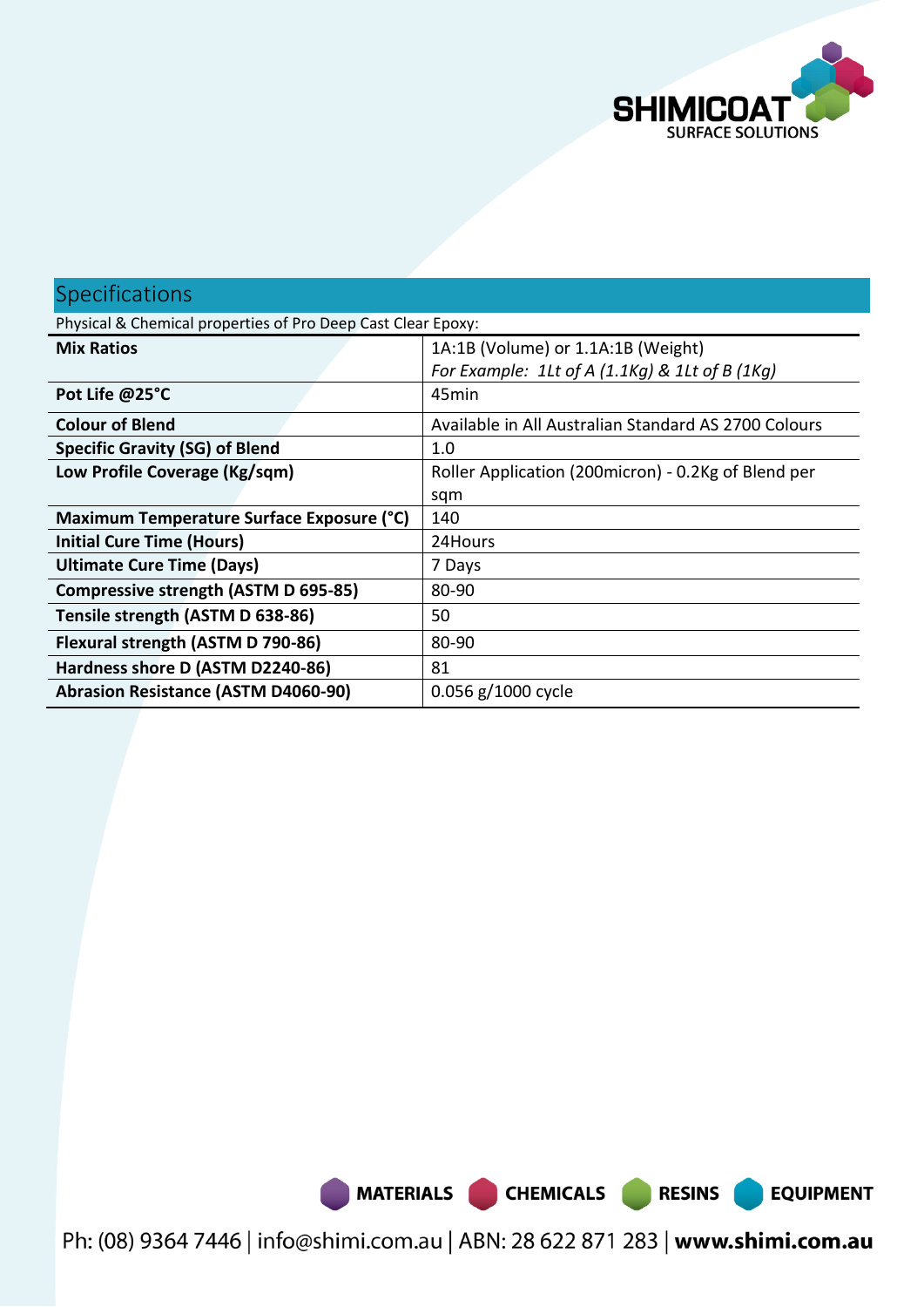## Specifications

Physical & Chemical properties of Pro Deep Cast Clear Epoxy:

| Property | Value |
|---|---|
| **Mix Ratios** | 1A:1B (Volume) or 1.1A:1B (Weight)<br>*For Example: 1Lt of A (1.1Kg) & 1Lt of B (1Kg)* |
| **Pot Life @25°C** | 45min |
| **Colour of Blend** | Available in All Australian Standard AS 2700 Colours |
| **Specific Gravity (SG) of Blend** | 1.0 |
| **Low Profile Coverage (Kg/sqm)** | Roller Application (200micron) - 0.2Kg of Blend per sqm |
| **Maximum Temperature Surface Exposure (°C)** | 140 |
| **Initial Cure Time (Hours)** | 24Hours |
| **Ultimate Cure Time (Days)** | 7 Days |
| **Compressive strength (ASTM D 695-85)** | 80-90 |
| **Tensile strength (ASTM D 638-86)** | 50 |
| **Flexural strength (ASTM D 790-86)** | 80-90 |
| **Hardness shore D (ASTM D2240-86)** | 81 |
| **Abrasion Resistance (ASTM D4060-90)** | 0.056 g/1000 cycle |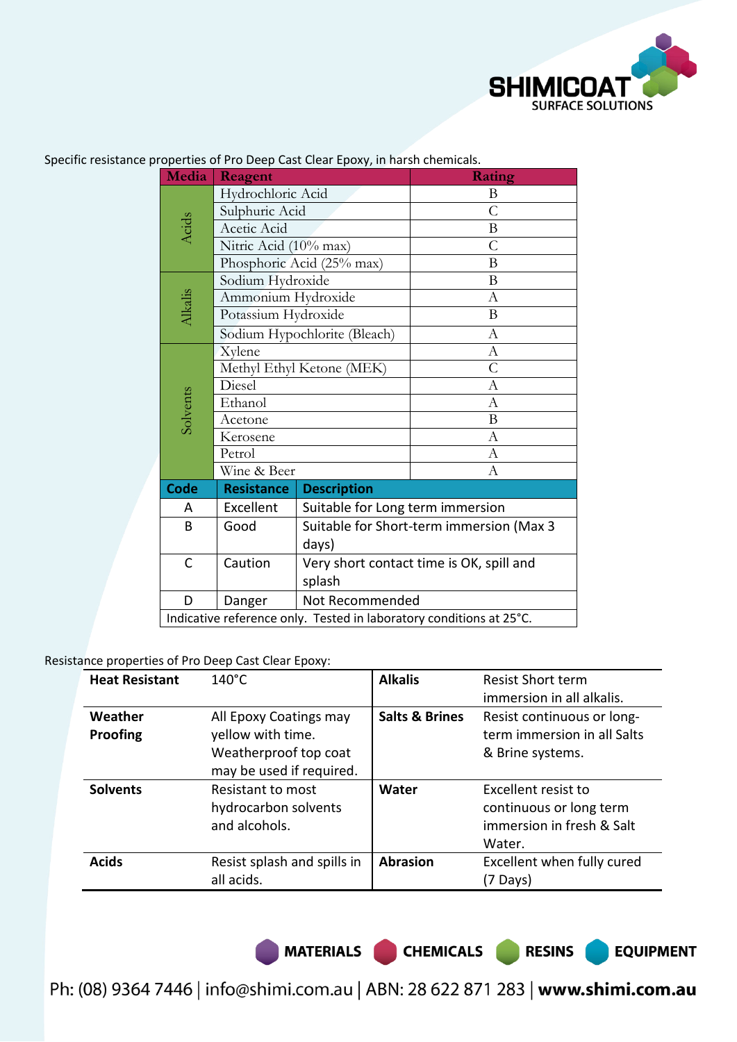Specific resistance properties of Pro Deep Cast Clear Epoxy, in harsh chemicals.

| Media | Reagent | Rating |
|---|---|---|
| Acids | Hydrochloric Acid | B |
| | Sulphuric Acid | C |
| | Acetic Acid | B |
| | Nitric Acid (10% max) | C |
| | Phosphoric Acid (25% max) | B |
| Alkalis | Sodium Hydroxide | B |
| | Ammonium Hydroxide | A |
| | Potassium Hydroxide | B |
| | Sodium Hypochlorite (Bleach) | A |
| Solvents | Xylene | A |
| | Methyl Ethyl Ketone (MEK) | C |
| | Diesel | A |
| | Ethanol | A |
| | Acetone | B |
| | Kerosene | A |
| | Petrol | A |
| | Wine & Beer | A |

| Code | Resistance | Description |
|---|---|---|
| A | Excellent | Suitable for Long term immersion |
| B | Good | Suitable for Short-term immersion (Max 3 days) |
| C | Caution | Very short contact time is OK, spill and splash |
| D | Danger | Not Recommended |

Indicative reference only. Tested in laboratory conditions at 25°C.

Resistance properties of Pro Deep Cast Clear Epoxy:

| | | | |
|---|---|---|---|
| **Heat Resistant** | 140°C | **Alkalis** | Resist Short term immersion in all alkalis. |
| **Weather Proofing** | All Epoxy Coatings may yellow with time. Weatherproof top coat may be used if required. | **Salts & Brines** | Resist continuous or long-term immersion in all Salts & Brine systems. |
| **Solvents** | Resistant to most hydrocarbon solvents and alcohols. | **Water** | Excellent resist to continuous or long term immersion in fresh & Salt Water. |
| **Acids** | Resist splash and spills in all acids. | **Abrasion** | Excellent when fully cured (7 Days) |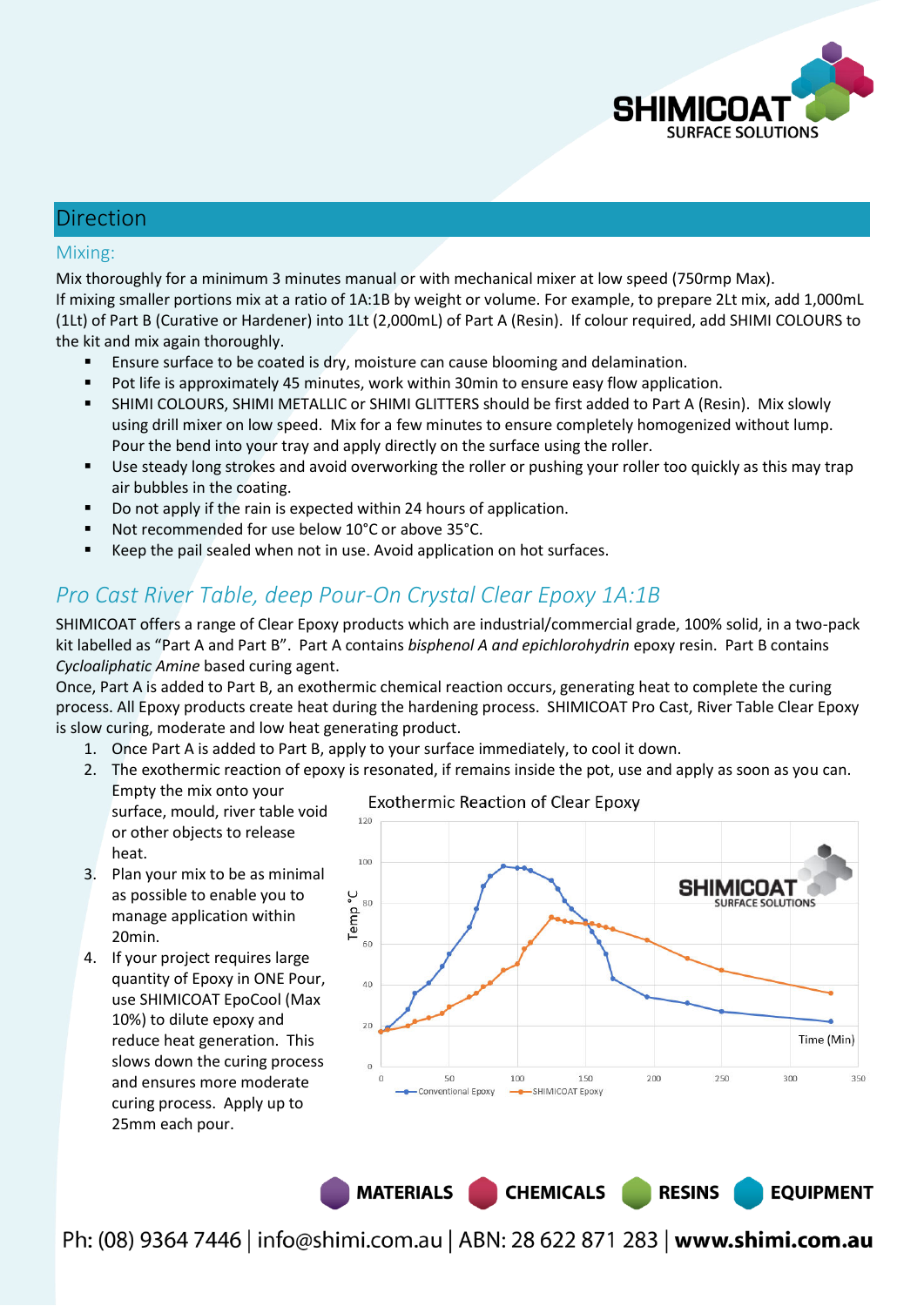## Direction

### Mixing:

Mix thoroughly for a minimum 3 minutes manual or with mechanical mixer at low speed (750rmp Max).
If mixing smaller portions mix at a ratio of 1A:1B by weight or volume. For example, to prepare 2Lt mix, add 1,000mL (1Lt) of Part B (Curative or Hardener) into 1Lt (2,000mL) of Part A (Resin). If colour required, add SHIMI COLOURS to the kit and mix again thoroughly.

- Ensure surface to be coated is dry, moisture can cause blooming and delamination.
- Pot life is approximately 45 minutes, work within 30min to ensure easy flow application.
- SHIMI COLOURS, SHIMI METALLIC or SHIMI GLITTERS should be first added to Part A (Resin). Mix slowly using drill mixer on low speed. Mix for a few minutes to ensure completely homogenized without lump. Pour the bend into your tray and apply directly on the surface using the roller.
- Use steady long strokes and avoid overworking the roller or pushing your roller too quickly as this may trap air bubbles in the coating.
- Do not apply if the rain is expected within 24 hours of application.
- Not recommended for use below 10°C or above 35°C.
- Keep the pail sealed when not in use. Avoid application on hot surfaces.

## *Pro Cast River Table, deep Pour-On Crystal Clear Epoxy 1A:1B*

SHIMICOAT offers a range of Clear Epoxy products which are industrial/commercial grade, 100% solid, in a two-pack kit labelled as “Part A and Part B”. Part A contains *bisphenol A and epichlorohydrin* epoxy resin. Part B contains *Cycloaliphatic Amine* based curing agent.
Once, Part A is added to Part B, an exothermic chemical reaction occurs, generating heat to complete the curing process. All Epoxy products create heat during the hardening process. SHIMICOAT Pro Cast, River Table Clear Epoxy is slow curing, moderate and low heat generating product.

1. Once Part A is added to Part B, apply to your surface immediately, to cool it down.
2. The exothermic reaction of epoxy is resonated, if remains inside the pot, use and apply as soon as you can. Empty the mix onto your surface, mould, river table void or other objects to release heat.
3. Plan your mix to be as minimal as possible to enable you to manage application within 20min.
4. If your project requires large quantity of Epoxy in ONE Pour, use SHIMICOAT EpoCool (Max 10%) to dilute epoxy and reduce heat generation. This slows down the curing process and ensures more moderate curing process. Apply up to 25mm each pour.

Exothermic Reaction of Clear Epoxy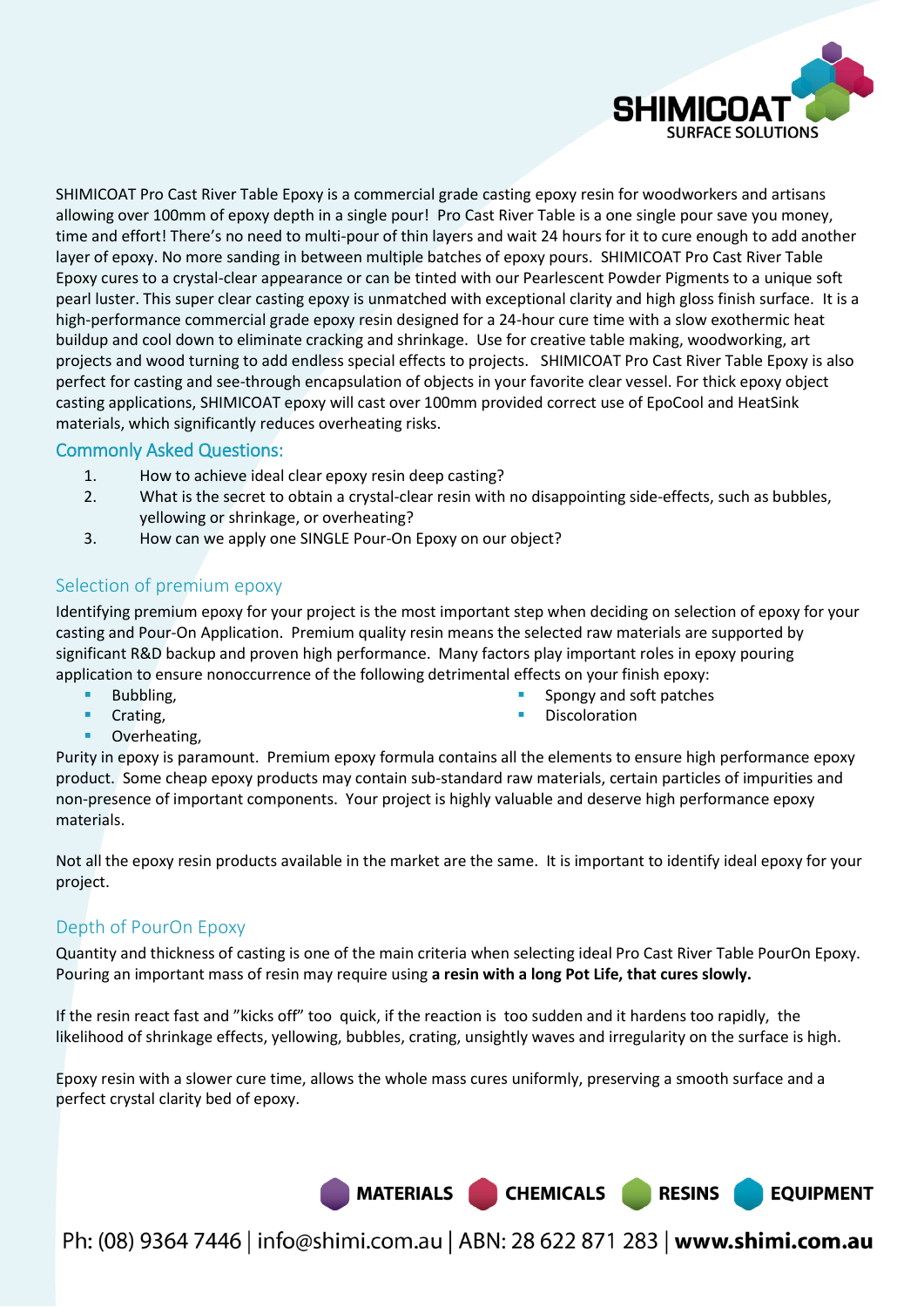SHIMICOAT Pro Cast River Table Epoxy is a commercial grade casting epoxy resin for woodworkers and artisans allowing over 100mm of epoxy depth in a single pour! Pro Cast River Table is a one single pour save you money, time and effort! There's no need to multi-pour of thin layers and wait 24 hours for it to cure enough to add another layer of epoxy. No more sanding in between multiple batches of epoxy pours. SHIMICOAT Pro Cast River Table Epoxy cures to a crystal-clear appearance or can be tinted with our Pearlescent Powder Pigments to a unique soft pearl luster. This super clear casting epoxy is unmatched with exceptional clarity and high gloss finish surface. It is a high-performance commercial grade epoxy resin designed for a 24-hour cure time with a slow exothermic heat buildup and cool down to eliminate cracking and shrinkage. Use for creative table making, woodworking, art projects and wood turning to add endless special effects to projects. SHIMICOAT Pro Cast River Table Epoxy is also perfect for casting and see-through encapsulation of objects in your favorite clear vessel. For thick epoxy object casting applications, SHIMICOAT epoxy will cast over 100mm provided correct use of EpoCool and HeatSink materials, which significantly reduces overheating risks.

## Commonly Asked Questions:

1. How to achieve ideal clear epoxy resin deep casting?
2. What is the secret to obtain a crystal-clear resin with no disappointing side-effects, such as bubbles, yellowing or shrinkage, or overheating?
3. How can we apply one SINGLE Pour-On Epoxy on our object?

## Selection of premium epoxy

Identifying premium epoxy for your project is the most important step when deciding on selection of epoxy for your casting and Pour-On Application. Premium quality resin means the selected raw materials are supported by significant R&D backup and proven high performance. Many factors play important roles in epoxy pouring application to ensure nonoccurrence of the following detrimental effects on your finish epoxy:

- Bubbling,
- Crating,
- Overheating,
- Spongy and soft patches
- Discoloration

Purity in epoxy is paramount. Premium epoxy formula contains all the elements to ensure high performance epoxy product. Some cheap epoxy products may contain sub-standard raw materials, certain particles of impurities and non-presence of important components. Your project is highly valuable and deserve high performance epoxy materials.

Not all the epoxy resin products available in the market are the same. It is important to identify ideal epoxy for your project.

## Depth of PourOn Epoxy

Quantity and thickness of casting is one of the main criteria when selecting ideal Pro Cast River Table PourOn Epoxy. Pouring an important mass of resin may require using **a resin with a long Pot Life, that cures slowly.**

If the resin react fast and "kicks off" too quick, if the reaction is too sudden and it hardens too rapidly, the likelihood of shrinkage effects, yellowing, bubbles, crating, unsightly waves and irregularity on the surface is high.

Epoxy resin with a slower cure time, allows the whole mass cures uniformly, preserving a smooth surface and a perfect crystal clarity bed of epoxy.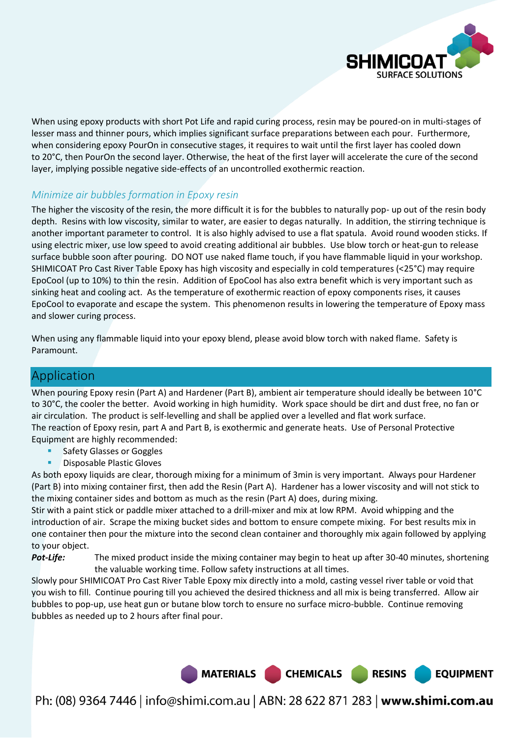When using epoxy products with short Pot Life and rapid curing process, resin may be poured-on in multi-stages of lesser mass and thinner pours, which implies significant surface preparations between each pour. Furthermore, when considering epoxy PourOn in consecutive stages, it requires to wait until the first layer has cooled down to 20°C, then PourOn the second layer. Otherwise, the heat of the first layer will accelerate the cure of the second layer, implying possible negative side-effects of an uncontrolled exothermic reaction.

### *Minimize air bubbles formation in Epoxy resin*

The higher the viscosity of the resin, the more difficult it is for the bubbles to naturally pop- up out of the resin body depth. Resins with low viscosity, similar to water, are easier to degas naturally. In addition, the stirring technique is another important parameter to control. It is also highly advised to use a flat spatula. Avoid round wooden sticks. If using electric mixer, use low speed to avoid creating additional air bubbles. Use blow torch or heat-gun to release surface bubble soon after pouring. DO NOT use naked flame touch, if you have flammable liquid in your workshop. SHIMICOAT Pro Cast River Table Epoxy has high viscosity and especially in cold temperatures (<25°C) may require EpoCool (up to 10%) to thin the resin. Addition of EpoCool has also extra benefit which is very important such as sinking heat and cooling act. As the temperature of exothermic reaction of epoxy components rises, it causes EpoCool to evaporate and escape the system. This phenomenon results in lowering the temperature of Epoxy mass and slower curing process.

When using any flammable liquid into your epoxy blend, please avoid blow torch with naked flame. Safety is Paramount.

## Application

When pouring Epoxy resin (Part A) and Hardener (Part B), ambient air temperature should ideally be between 10°C to 30°C, the cooler the better. Avoid working in high humidity. Work space should be dirt and dust free, no fan or air circulation. The product is self-levelling and shall be applied over a levelled and flat work surface.
The reaction of Epoxy resin, part A and Part B, is exothermic and generate heats. Use of Personal Protective Equipment are highly recommended:

- Safety Glasses or Goggles
- Disposable Plastic Gloves

As both epoxy liquids are clear, thorough mixing for a minimum of 3min is very important. Always pour Hardener (Part B) into mixing container first, then add the Resin (Part A). Hardener has a lower viscosity and will not stick to the mixing container sides and bottom as much as the resin (Part A) does, during mixing.
Stir with a paint stick or paddle mixer attached to a drill-mixer and mix at low RPM. Avoid whipping and the introduction of air. Scrape the mixing bucket sides and bottom to ensure compete mixing. For best results mix in one container then pour the mixture into the second clean container and thoroughly mix again followed by applying to your object.

***Pot-Life:*** The mixed product inside the mixing container may begin to heat up after 30-40 minutes, shortening the valuable working time. Follow safety instructions at all times.

Slowly pour SHIMICOAT Pro Cast River Table Epoxy mix directly into a mold, casting vessel river table or void that you wish to fill. Continue pouring till you achieved the desired thickness and all mix is being transferred. Allow air bubbles to pop-up, use heat gun or butane blow torch to ensure no surface micro-bubble. Continue removing bubbles as needed up to 2 hours after final pour.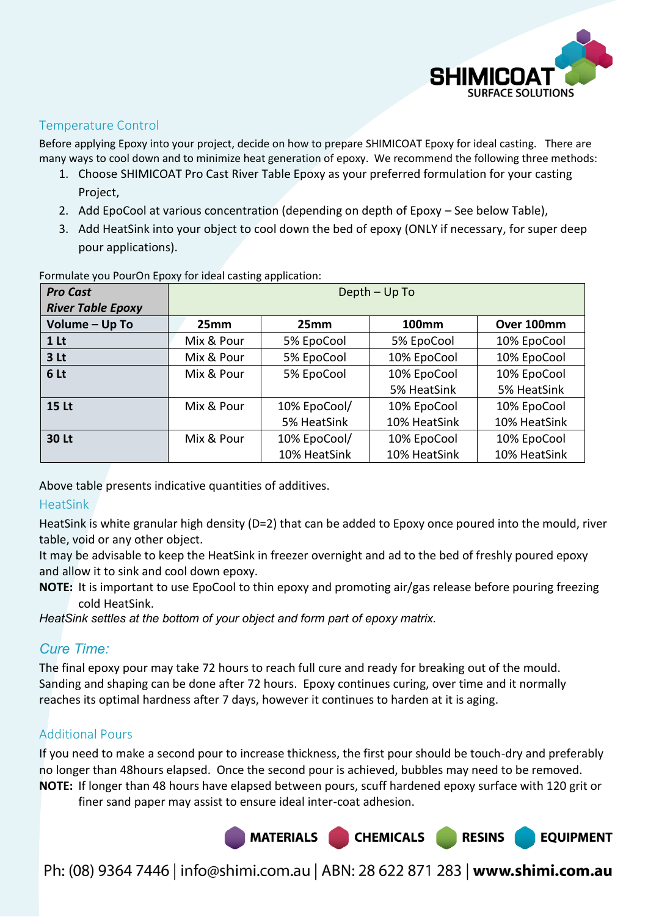## Temperature Control

Before applying Epoxy into your project, decide on how to prepare SHIMICOAT Epoxy for ideal casting. There are many ways to cool down and to minimize heat generation of epoxy. We recommend the following three methods:

1. Choose SHIMICOAT Pro Cast River Table Epoxy as your preferred formulation for your casting Project,
2. Add EpoCool at various concentration (depending on depth of Epoxy – See below Table),
3. Add HeatSink into your object to cool down the bed of epoxy (ONLY if necessary, for super deep pour applications).

Formulate you PourOn Epoxy for ideal casting application:

| ***Pro Cast River Table Epoxy*** | Depth – Up To | | | |
|---|---|---|---|---|
| **Volume – Up To** | **25mm** | **25mm** | **100mm** | **Over 100mm** |
| **1 Lt** | Mix & Pour | 5% EpoCool | 5% EpoCool | 10% EpoCool |
| **3 Lt** | Mix & Pour | 5% EpoCool | 10% EpoCool | 10% EpoCool |
| **6 Lt** | Mix & Pour | 5% EpoCool | 10% EpoCool 5% HeatSink | 10% EpoCool 5% HeatSink |
| **15 Lt** | Mix & Pour | 10% EpoCool/ 5% HeatSink | 10% EpoCool 10% HeatSink | 10% EpoCool 10% HeatSink |
| **30 Lt** | Mix & Pour | 10% EpoCool/ 10% HeatSink | 10% EpoCool 10% HeatSink | 10% EpoCool 10% HeatSink |

Above table presents indicative quantities of additives.

## HeatSink

HeatSink is white granular high density (D=2) that can be added to Epoxy once poured into the mould, river table, void or any other object.

It may be advisable to keep the HeatSink in freezer overnight and ad to the bed of freshly poured epoxy and allow it to sink and cool down epoxy.

**NOTE:** It is important to use EpoCool to thin epoxy and promoting air/gas release before pouring freezing cold HeatSink.

*HeatSink settles at the bottom of your object and form part of epoxy matrix.*

## *Cure Time:*

The final epoxy pour may take 72 hours to reach full cure and ready for breaking out of the mould. Sanding and shaping can be done after 72 hours. Epoxy continues curing, over time and it normally reaches its optimal hardness after 7 days, however it continues to harden at it is aging.

## Additional Pours

If you need to make a second pour to increase thickness, the first pour should be touch-dry and preferably no longer than 48hours elapsed. Once the second pour is achieved, bubbles may need to be removed.

**NOTE:** If longer than 48 hours have elapsed between pours, scuff hardened epoxy surface with 120 grit or finer sand paper may assist to ensure ideal inter-coat adhesion.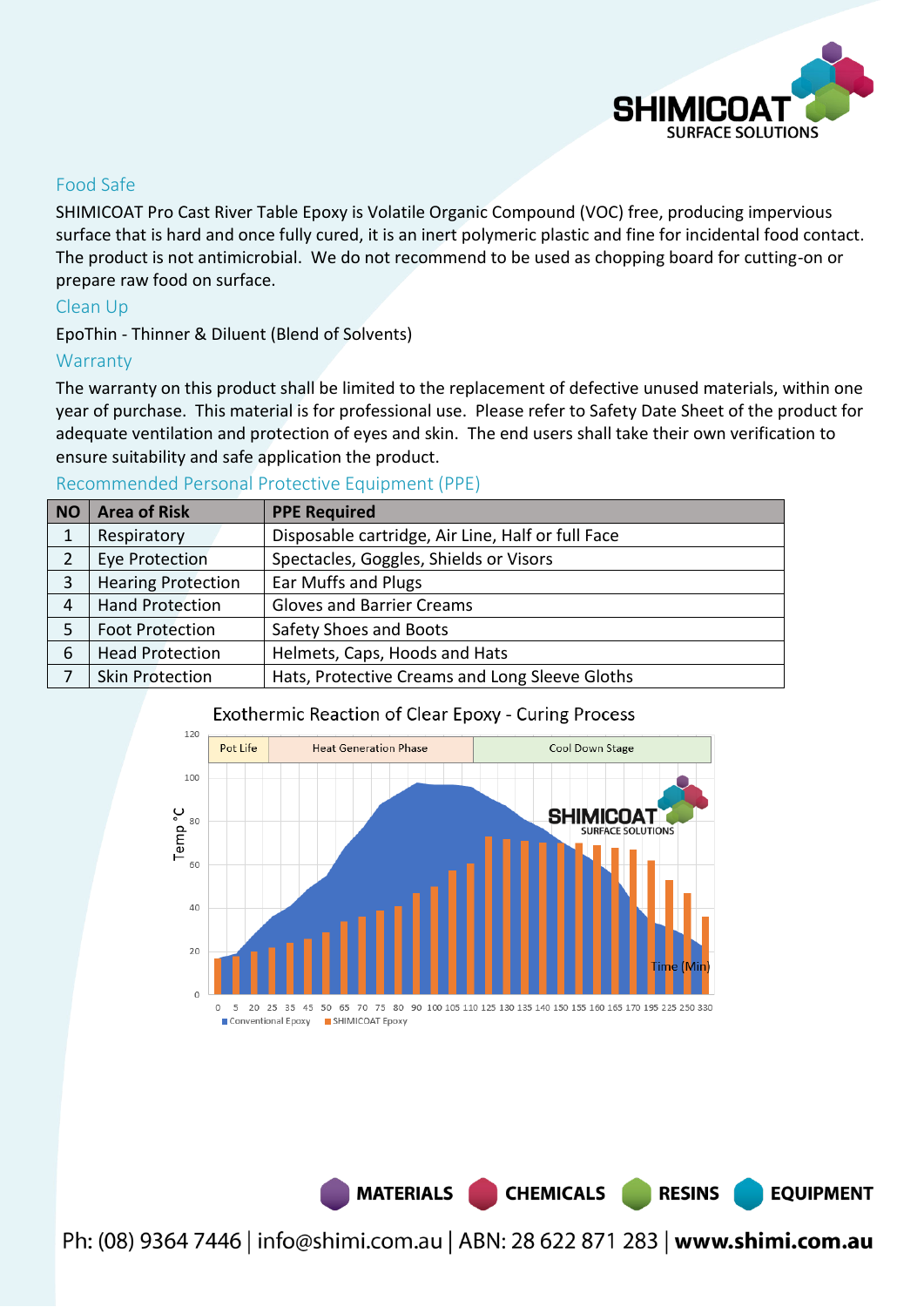## Food Safe

SHIMICOAT Pro Cast River Table Epoxy is Volatile Organic Compound (VOC) free, producing impervious surface that is hard and once fully cured, it is an inert polymeric plastic and fine for incidental food contact. The product is not antimicrobial. We do not recommend to be used as chopping board for cutting-on or prepare raw food on surface.

## Clean Up

EpoThin - Thinner & Diluent (Blend of Solvents)

## Warranty

The warranty on this product shall be limited to the replacement of defective unused materials, within one year of purchase. This material is for professional use. Please refer to Safety Date Sheet of the product for adequate ventilation and protection of eyes and skin. The end users shall take their own verification to ensure suitability and safe application the product.

## Recommended Personal Protective Equipment (PPE)

| NO | Area of Risk | PPE Required |
|---|---|---|
| 1 | Respiratory | Disposable cartridge, Air Line, Half or full Face |
| 2 | Eye Protection | Spectacles, Goggles, Shields or Visors |
| 3 | Hearing Protection | Ear Muffs and Plugs |
| 4 | Hand Protection | Gloves and Barrier Creams |
| 5 | Foot Protection | Safety Shoes and Boots |
| 6 | Head Protection | Helmets, Caps, Hoods and Hats |
| 7 | Skin Protection | Hats, Protective Creams and Long Sleeve Gloths |

Exothermic Reaction of Clear Epoxy - Curing Process

Ph: (08) 9364 7446 | info@shimi.com.au | ABN: 28 622 871 283 | **www.shimi.com.au**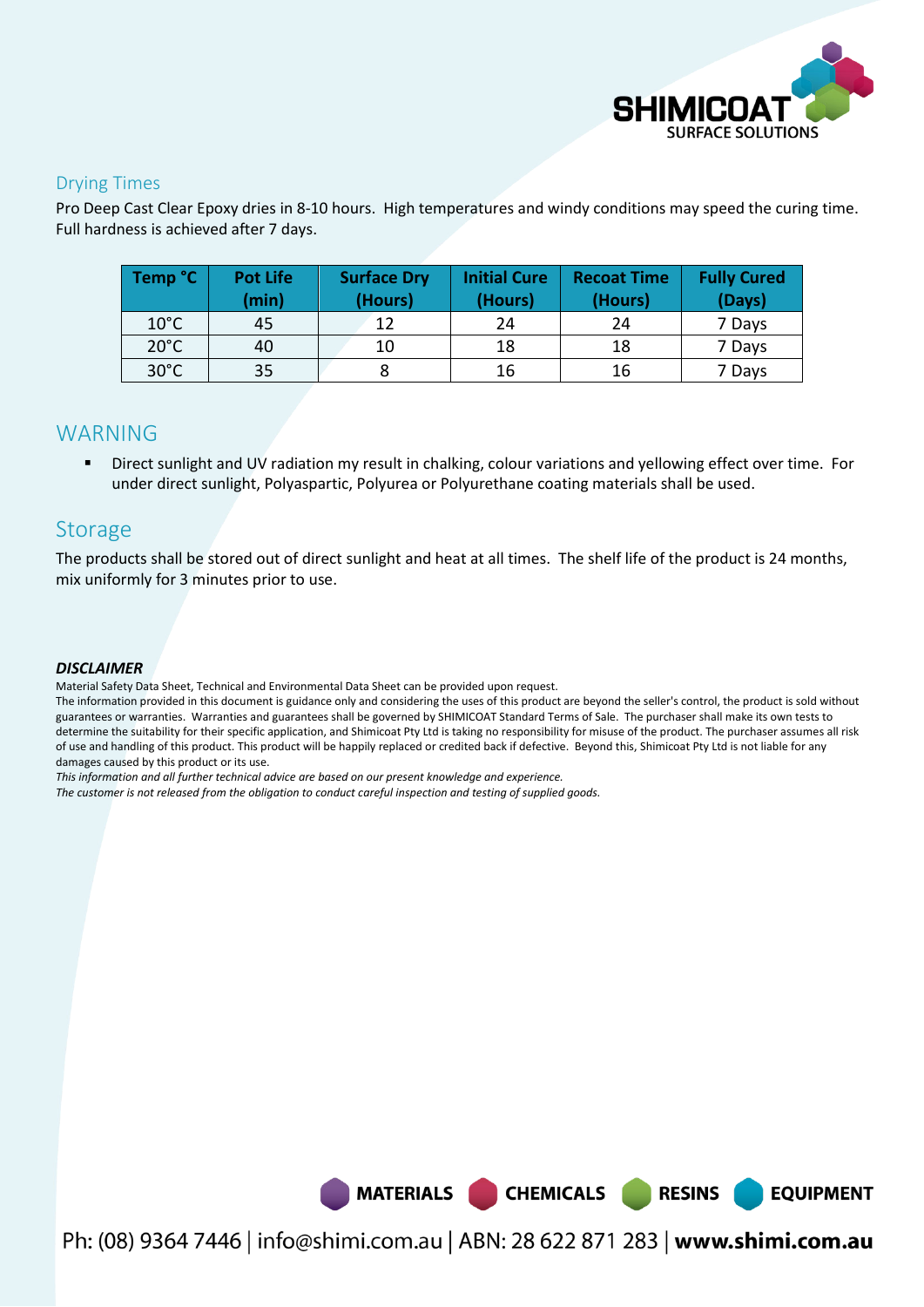## Drying Times

Pro Deep Cast Clear Epoxy dries in 8-10 hours. High temperatures and windy conditions may speed the curing time. Full hardness is achieved after 7 days.

| Temp °C | Pot Life (min) | Surface Dry (Hours) | Initial Cure (Hours) | Recoat Time (Hours) | Fully Cured (Days) |
|---|---|---|---|---|---|
| 10°C | 45 | 12 | 24 | 24 | 7 Days |
| 20°C | 40 | 10 | 18 | 18 | 7 Days |
| 30°C | 35 | 8 | 16 | 16 | 7 Days |

## WARNING

- Direct sunlight and UV radiation my result in chalking, colour variations and yellowing effect over time. For under direct sunlight, Polyaspartic, Polyurea or Polyurethane coating materials shall be used.

## Storage

The products shall be stored out of direct sunlight and heat at all times. The shelf life of the product is 24 months, mix uniformly for 3 minutes prior to use.

***DISCLAIMER***

Material Safety Data Sheet, Technical and Environmental Data Sheet can be provided upon request.

The information provided in this document is guidance only and considering the uses of this product are beyond the seller's control, the product is sold without guarantees or warranties. Warranties and guarantees shall be governed by SHIMICOAT Standard Terms of Sale. The purchaser shall make its own tests to determine the suitability for their specific application, and Shimicoat Pty Ltd is taking no responsibility for misuse of the product. The purchaser assumes all risk of use and handling of this product. This product will be happily replaced or credited back if defective. Beyond this, Shimicoat Pty Ltd is not liable for any damages caused by this product or its use.

*This information and all further technical advice are based on our present knowledge and experience.*

*The customer is not released from the obligation to conduct careful inspection and testing of supplied goods.*